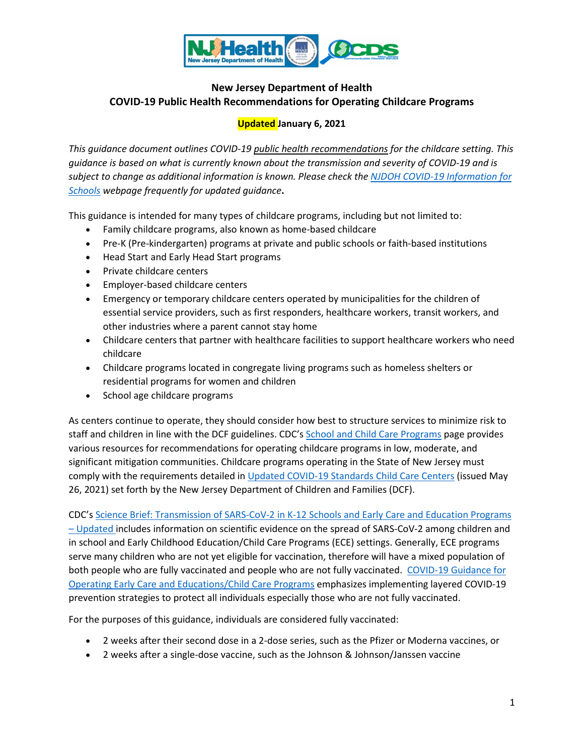**New Jersey Department of Health**
**COVID-19 Public Health Recommendations for Operating Childcare Programs**

**Updated January 6, 2021**

*This guidance document outlines COVID-19 public health recommendations for the childcare setting. This guidance is based on what is currently known about the transmission and severity of COVID-19 and is subject to change as additional information is known. Please check the NJDOH COVID-19 Information for Schools webpage frequently for updated guidance.*

This guidance is intended for many types of childcare programs, including but not limited to:

- Family childcare programs, also known as home-based childcare
- Pre-K (Pre-kindergarten) programs at private and public schools or faith-based institutions
- Head Start and Early Head Start programs
- Private childcare centers
- Employer-based childcare centers
- Emergency or temporary childcare centers operated by municipalities for the children of essential service providers, such as first responders, healthcare workers, transit workers, and other industries where a parent cannot stay home
- Childcare centers that partner with healthcare facilities to support healthcare workers who need childcare
- Childcare programs located in congregate living programs such as homeless shelters or residential programs for women and children
- School age childcare programs

As centers continue to operate, they should consider how best to structure services to minimize risk to staff and children in line with the DCF guidelines. CDC's School and Child Care Programs page provides various resources for recommendations for operating childcare programs in low, moderate, and significant mitigation communities. Childcare programs operating in the State of New Jersey must comply with the requirements detailed in Updated COVID-19 Standards Child Care Centers (issued May 26, 2021) set forth by the New Jersey Department of Children and Families (DCF).

CDC's Science Brief: Transmission of SARS-CoV-2 in K-12 Schools and Early Care and Education Programs – Updated includes information on scientific evidence on the spread of SARS-CoV-2 among children and in school and Early Childhood Education/Child Care Programs (ECE) settings. Generally, ECE programs serve many children who are not yet eligible for vaccination, therefore will have a mixed population of both people who are fully vaccinated and people who are not fully vaccinated. COVID-19 Guidance for Operating Early Care and Educations/Child Care Programs emphasizes implementing layered COVID-19 prevention strategies to protect all individuals especially those who are not fully vaccinated.

For the purposes of this guidance, individuals are considered fully vaccinated:

- 2 weeks after their second dose in a 2-dose series, such as the Pfizer or Moderna vaccines, or
- 2 weeks after a single-dose vaccine, such as the Johnson & Johnson/Janssen vaccine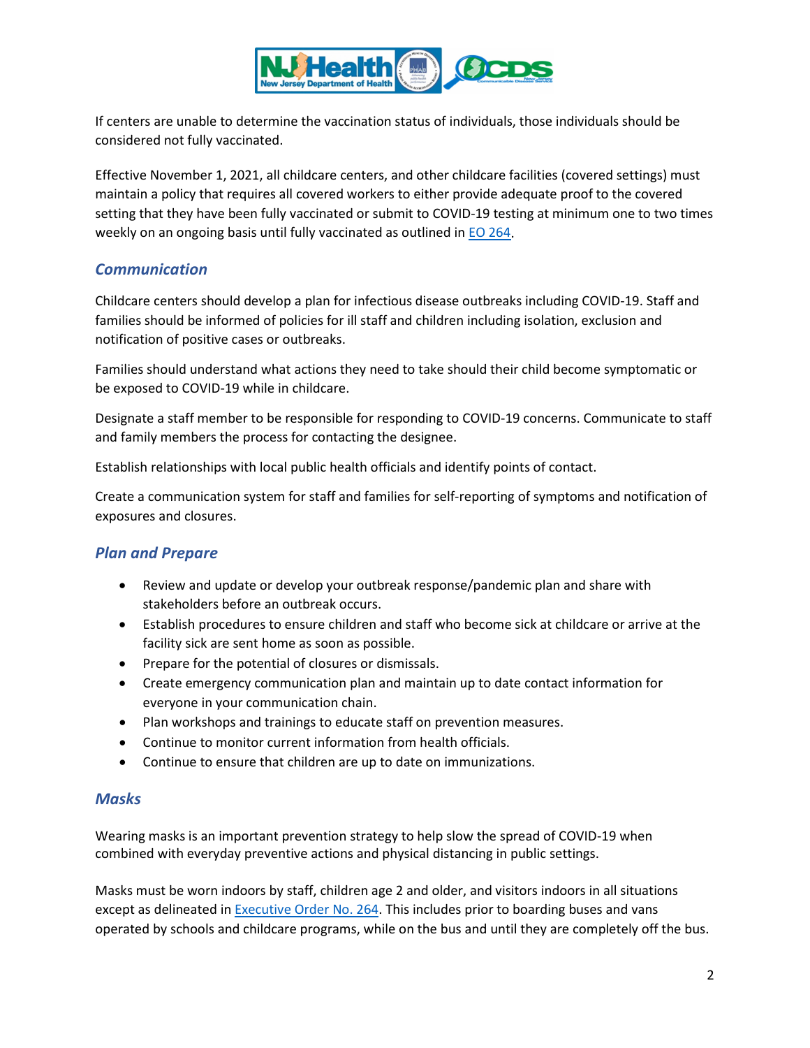If centers are unable to determine the vaccination status of individuals, those individuals should be considered not fully vaccinated.

Effective November 1, 2021, all childcare centers, and other childcare facilities (covered settings) must maintain a policy that requires all covered workers to either provide adequate proof to the covered setting that they have been fully vaccinated or submit to COVID-19 testing at minimum one to two times weekly on an ongoing basis until fully vaccinated as outlined in EO 264.

## Communication

Childcare centers should develop a plan for infectious disease outbreaks including COVID-19. Staff and families should be informed of policies for ill staff and children including isolation, exclusion and notification of positive cases or outbreaks.

Families should understand what actions they need to take should their child become symptomatic or be exposed to COVID-19 while in childcare.

Designate a staff member to be responsible for responding to COVID-19 concerns. Communicate to staff and family members the process for contacting the designee.

Establish relationships with local public health officials and identify points of contact.

Create a communication system for staff and families for self-reporting of symptoms and notification of exposures and closures.

## Plan and Prepare

- Review and update or develop your outbreak response/pandemic plan and share with stakeholders before an outbreak occurs.
- Establish procedures to ensure children and staff who become sick at childcare or arrive at the facility sick are sent home as soon as possible.
- Prepare for the potential of closures or dismissals.
- Create emergency communication plan and maintain up to date contact information for everyone in your communication chain.
- Plan workshops and trainings to educate staff on prevention measures.
- Continue to monitor current information from health officials.
- Continue to ensure that children are up to date on immunizations.

## Masks

Wearing masks is an important prevention strategy to help slow the spread of COVID-19 when combined with everyday preventive actions and physical distancing in public settings.

Masks must be worn indoors by staff, children age 2 and older, and visitors indoors in all situations except as delineated in Executive Order No. 264. This includes prior to boarding buses and vans operated by schools and childcare programs, while on the bus and until they are completely off the bus.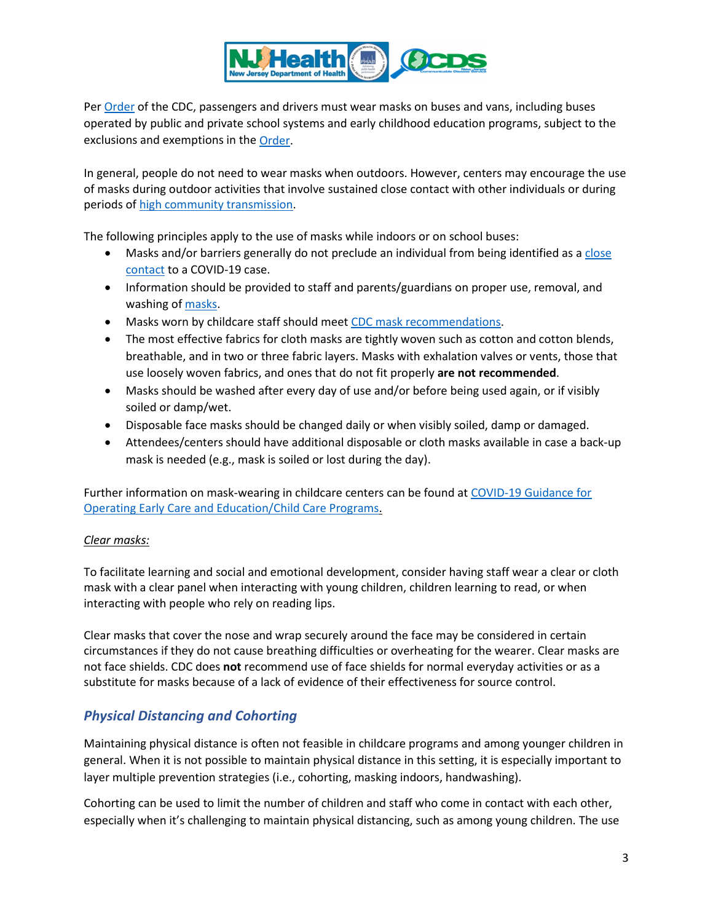Per Order of the CDC, passengers and drivers must wear masks on buses and vans, including buses operated by public and private school systems and early childhood education programs, subject to the exclusions and exemptions in the Order.

In general, people do not need to wear masks when outdoors. However, centers may encourage the use of masks during outdoor activities that involve sustained close contact with other individuals or during periods of high community transmission.

The following principles apply to the use of masks while indoors or on school buses:

- Masks and/or barriers generally do not preclude an individual from being identified as a close contact to a COVID-19 case.
- Information should be provided to staff and parents/guardians on proper use, removal, and washing of masks.
- Masks worn by childcare staff should meet CDC mask recommendations.
- The most effective fabrics for cloth masks are tightly woven such as cotton and cotton blends, breathable, and in two or three fabric layers. Masks with exhalation valves or vents, those that use loosely woven fabrics, and ones that do not fit properly **are not recommended**.
- Masks should be washed after every day of use and/or before being used again, or if visibly soiled or damp/wet.
- Disposable face masks should be changed daily or when visibly soiled, damp or damaged.
- Attendees/centers should have additional disposable or cloth masks available in case a back-up mask is needed (e.g., mask is soiled or lost during the day).

Further information on mask-wearing in childcare centers can be found at COVID-19 Guidance for Operating Early Care and Education/Child Care Programs.

*Clear masks:*

To facilitate learning and social and emotional development, consider having staff wear a clear or cloth mask with a clear panel when interacting with young children, children learning to read, or when interacting with people who rely on reading lips.

Clear masks that cover the nose and wrap securely around the face may be considered in certain circumstances if they do not cause breathing difficulties or overheating for the wearer. Clear masks are not face shields. CDC does **not** recommend use of face shields for normal everyday activities or as a substitute for masks because of a lack of evidence of their effectiveness for source control.

## *Physical Distancing and Cohorting*

Maintaining physical distance is often not feasible in childcare programs and among younger children in general. When it is not possible to maintain physical distance in this setting, it is especially important to layer multiple prevention strategies (i.e., cohorting, masking indoors, handwashing).

Cohorting can be used to limit the number of children and staff who come in contact with each other, especially when it's challenging to maintain physical distancing, such as among young children. The use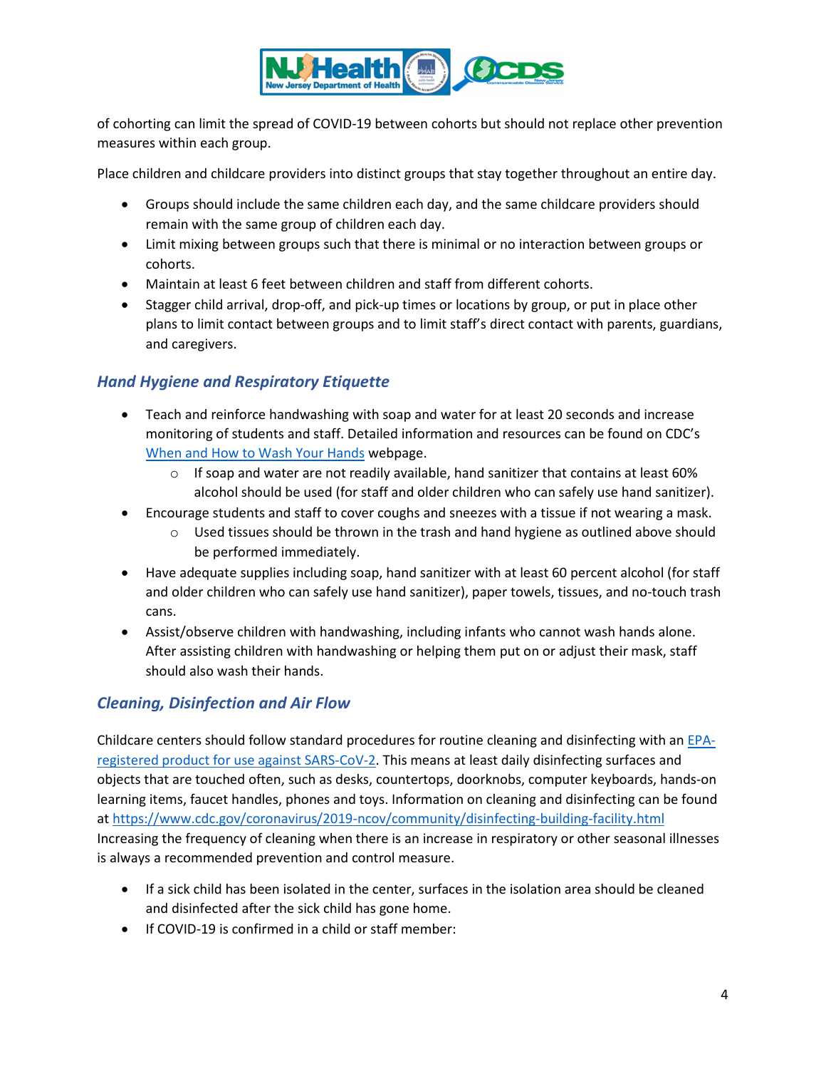of cohorting can limit the spread of COVID-19 between cohorts but should not replace other prevention measures within each group.

Place children and childcare providers into distinct groups that stay together throughout an entire day.

- Groups should include the same children each day, and the same childcare providers should remain with the same group of children each day.
- Limit mixing between groups such that there is minimal or no interaction between groups or cohorts.
- Maintain at least 6 feet between children and staff from different cohorts.
- Stagger child arrival, drop-off, and pick-up times or locations by group, or put in place other plans to limit contact between groups and to limit staff's direct contact with parents, guardians, and caregivers.

## *Hand Hygiene and Respiratory Etiquette*

- Teach and reinforce handwashing with soap and water for at least 20 seconds and increase monitoring of students and staff. Detailed information and resources can be found on CDC's [When and How to Wash Your Hands]() webpage.
  - If soap and water are not readily available, hand sanitizer that contains at least 60% alcohol should be used (for staff and older children who can safely use hand sanitizer).
- Encourage students and staff to cover coughs and sneezes with a tissue if not wearing a mask.
  - Used tissues should be thrown in the trash and hand hygiene as outlined above should be performed immediately.
- Have adequate supplies including soap, hand sanitizer with at least 60 percent alcohol (for staff and older children who can safely use hand sanitizer), paper towels, tissues, and no-touch trash cans.
- Assist/observe children with handwashing, including infants who cannot wash hands alone. After assisting children with handwashing or helping them put on or adjust their mask, staff should also wash their hands.

## *Cleaning, Disinfection and Air Flow*

Childcare centers should follow standard procedures for routine cleaning and disinfecting with an [EPA-registered product for use against SARS-CoV-2](). This means at least daily disinfecting surfaces and objects that are touched often, such as desks, countertops, doorknobs, computer keyboards, hands-on learning items, faucet handles, phones and toys. Information on cleaning and disinfecting can be found at https://www.cdc.gov/coronavirus/2019-ncov/community/disinfecting-building-facility.html Increasing the frequency of cleaning when there is an increase in respiratory or other seasonal illnesses is always a recommended prevention and control measure.

- If a sick child has been isolated in the center, surfaces in the isolation area should be cleaned and disinfected after the sick child has gone home.
- If COVID-19 is confirmed in a child or staff member: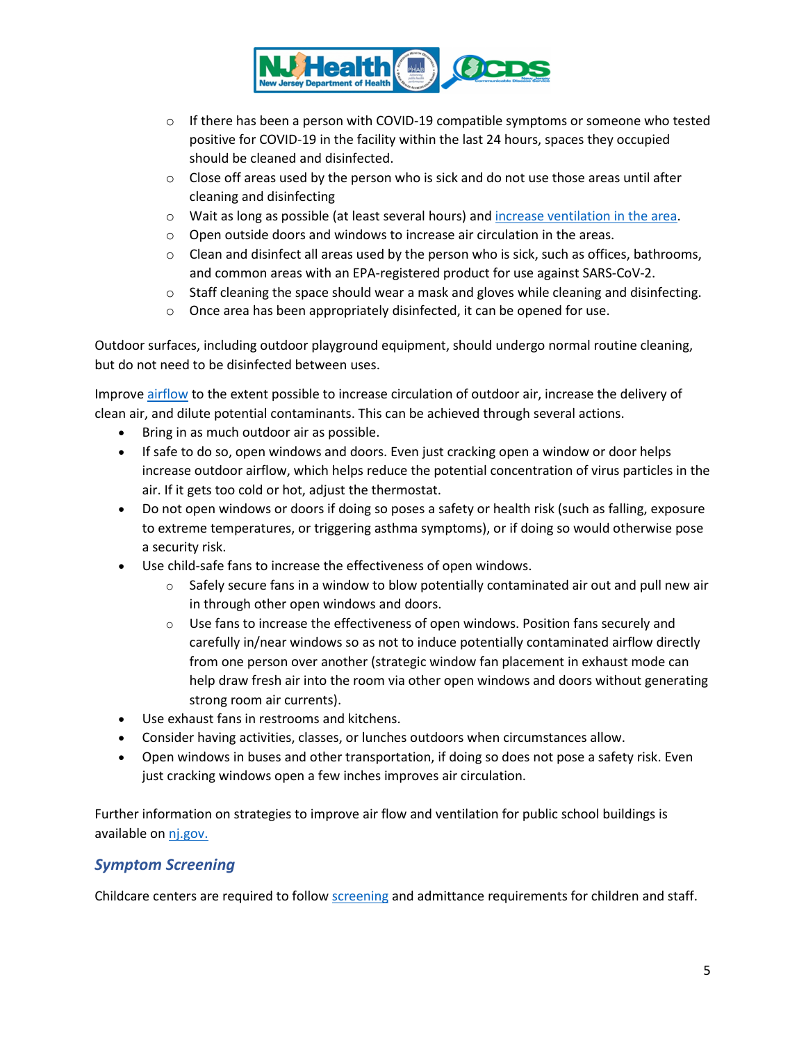- If there has been a person with COVID-19 compatible symptoms or someone who tested positive for COVID-19 in the facility within the last 24 hours, spaces they occupied should be cleaned and disinfected.
- Close off areas used by the person who is sick and do not use those areas until after cleaning and disinfecting
- Wait as long as possible (at least several hours) and increase ventilation in the area.
- Open outside doors and windows to increase air circulation in the areas.
- Clean and disinfect all areas used by the person who is sick, such as offices, bathrooms, and common areas with an EPA-registered product for use against SARS-CoV-2.
- Staff cleaning the space should wear a mask and gloves while cleaning and disinfecting.
- Once area has been appropriately disinfected, it can be opened for use.

Outdoor surfaces, including outdoor playground equipment, should undergo normal routine cleaning, but do not need to be disinfected between uses.

Improve airflow to the extent possible to increase circulation of outdoor air, increase the delivery of clean air, and dilute potential contaminants. This can be achieved through several actions.

- Bring in as much outdoor air as possible.
- If safe to do so, open windows and doors. Even just cracking open a window or door helps increase outdoor airflow, which helps reduce the potential concentration of virus particles in the air. If it gets too cold or hot, adjust the thermostat.
- Do not open windows or doors if doing so poses a safety or health risk (such as falling, exposure to extreme temperatures, or triggering asthma symptoms), or if doing so would otherwise pose a security risk.
- Use child-safe fans to increase the effectiveness of open windows.
    - Safely secure fans in a window to blow potentially contaminated air out and pull new air in through other open windows and doors.
    - Use fans to increase the effectiveness of open windows. Position fans securely and carefully in/near windows so as not to induce potentially contaminated airflow directly from one person over another (strategic window fan placement in exhaust mode can help draw fresh air into the room via other open windows and doors without generating strong room air currents).
- Use exhaust fans in restrooms and kitchens.
- Consider having activities, classes, or lunches outdoors when circumstances allow.
- Open windows in buses and other transportation, if doing so does not pose a safety risk. Even just cracking windows open a few inches improves air circulation.

Further information on strategies to improve air flow and ventilation for public school buildings is available on nj.gov.

### *Symptom Screening*

Childcare centers are required to follow screening and admittance requirements for children and staff.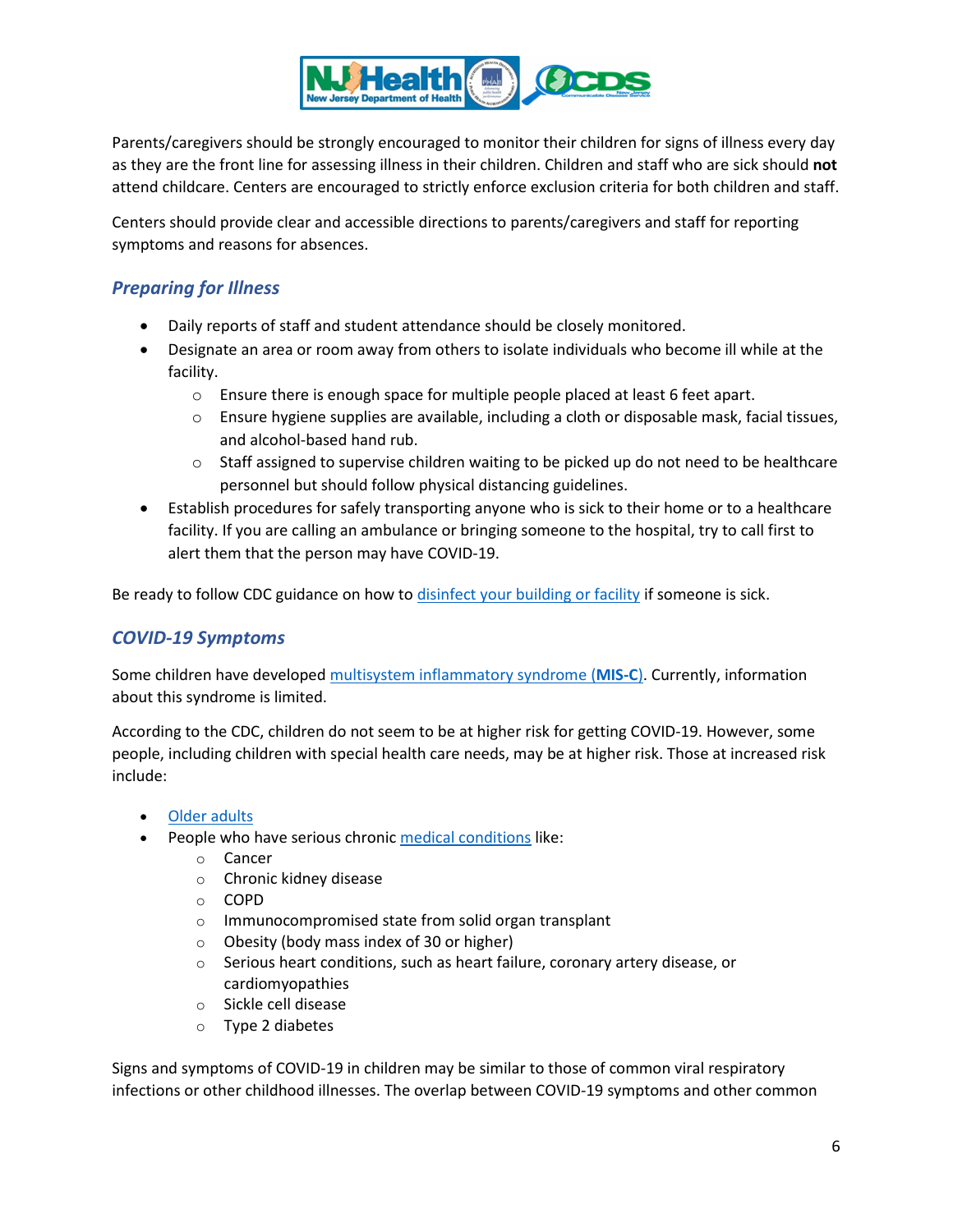Parents/caregivers should be strongly encouraged to monitor their children for signs of illness every day as they are the front line for assessing illness in their children. Children and staff who are sick should **not** attend childcare. Centers are encouraged to strictly enforce exclusion criteria for both children and staff.

Centers should provide clear and accessible directions to parents/caregivers and staff for reporting symptoms and reasons for absences.

## *Preparing for Illness*

- Daily reports of staff and student attendance should be closely monitored.
- Designate an area or room away from others to isolate individuals who become ill while at the facility.
  - Ensure there is enough space for multiple people placed at least 6 feet apart.
  - Ensure hygiene supplies are available, including a cloth or disposable mask, facial tissues, and alcohol-based hand rub.
  - Staff assigned to supervise children waiting to be picked up do not need to be healthcare personnel but should follow physical distancing guidelines.
- Establish procedures for safely transporting anyone who is sick to their home or to a healthcare facility. If you are calling an ambulance or bringing someone to the hospital, try to call first to alert them that the person may have COVID-19.

Be ready to follow CDC guidance on how to disinfect your building or facility if someone is sick.

## *COVID-19 Symptoms*

Some children have developed multisystem inflammatory syndrome (**MIS-C**). Currently, information about this syndrome is limited.

According to the CDC, children do not seem to be at higher risk for getting COVID-19. However, some people, including children with special health care needs, may be at higher risk. Those at increased risk include:

- Older adults
- People who have serious chronic medical conditions like:
  - Cancer
  - Chronic kidney disease
  - COPD
  - Immunocompromised state from solid organ transplant
  - Obesity (body mass index of 30 or higher)
  - Serious heart conditions, such as heart failure, coronary artery disease, or cardiomyopathies
  - Sickle cell disease
  - Type 2 diabetes

Signs and symptoms of COVID-19 in children may be similar to those of common viral respiratory infections or other childhood illnesses. The overlap between COVID-19 symptoms and other common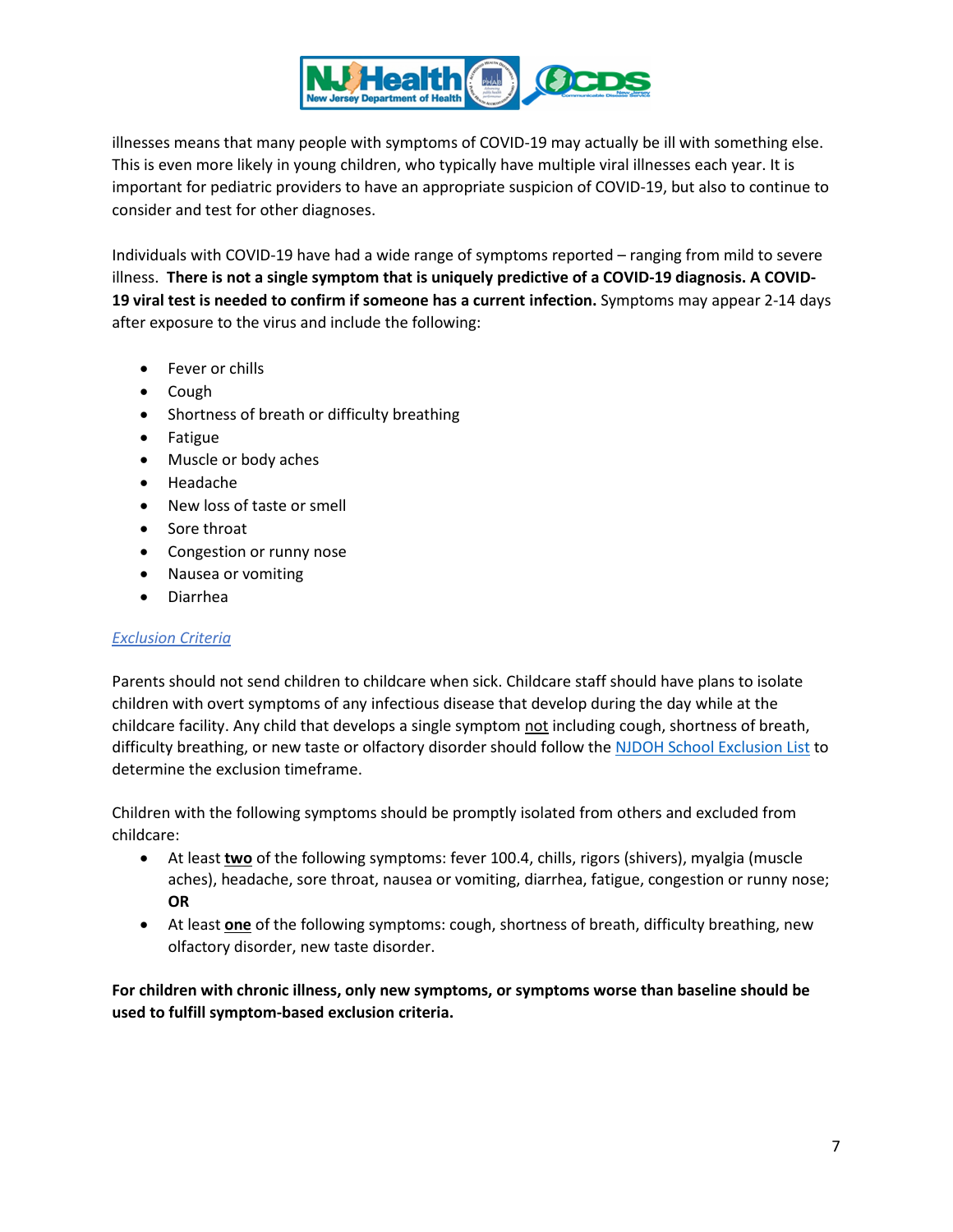illnesses means that many people with symptoms of COVID-19 may actually be ill with something else. This is even more likely in young children, who typically have multiple viral illnesses each year. It is important for pediatric providers to have an appropriate suspicion of COVID-19, but also to continue to consider and test for other diagnoses.

Individuals with COVID-19 have had a wide range of symptoms reported – ranging from mild to severe illness. **There is not a single symptom that is uniquely predictive of a COVID-19 diagnosis. A COVID-19 viral test is needed to confirm if someone has a current infection.** Symptoms may appear 2-14 days after exposure to the virus and include the following:

- Fever or chills
- Cough
- Shortness of breath or difficulty breathing
- Fatigue
- Muscle or body aches
- Headache
- New loss of taste or smell
- Sore throat
- Congestion or runny nose
- Nausea or vomiting
- Diarrhea

### *Exclusion Criteria*

Parents should not send children to childcare when sick. Childcare staff should have plans to isolate children with overt symptoms of any infectious disease that develop during the day while at the childcare facility. Any child that develops a single symptom not including cough, shortness of breath, difficulty breathing, or new taste or olfactory disorder should follow the NJDOH School Exclusion List to determine the exclusion timeframe.

Children with the following symptoms should be promptly isolated from others and excluded from childcare:

- At least **two** of the following symptoms: fever 100.4, chills, rigors (shivers), myalgia (muscle aches), headache, sore throat, nausea or vomiting, diarrhea, fatigue, congestion or runny nose; **OR**
- At least **one** of the following symptoms: cough, shortness of breath, difficulty breathing, new olfactory disorder, new taste disorder.

**For children with chronic illness, only new symptoms, or symptoms worse than baseline should be used to fulfill symptom-based exclusion criteria.**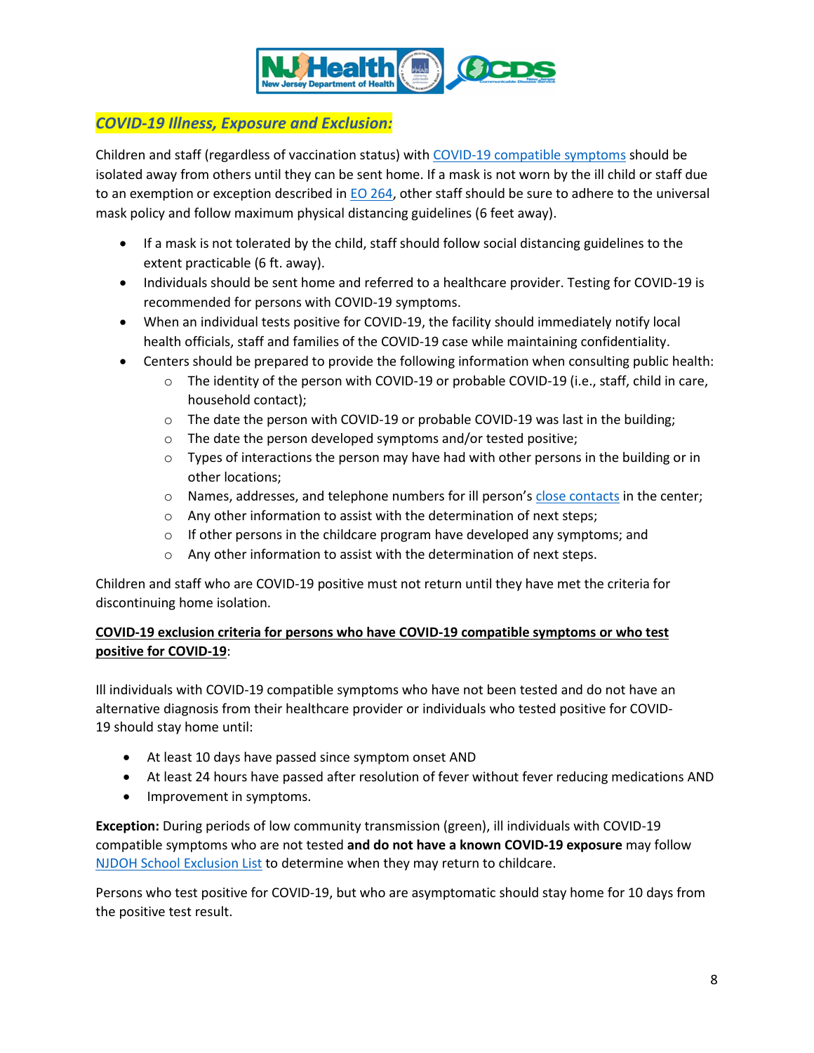## *COVID-19 Illness, Exposure and Exclusion:*

Children and staff (regardless of vaccination status) with COVID-19 compatible symptoms should be isolated away from others until they can be sent home. If a mask is not worn by the ill child or staff due to an exemption or exception described in EO 264, other staff should be sure to adhere to the universal mask policy and follow maximum physical distancing guidelines (6 feet away).

- If a mask is not tolerated by the child, staff should follow social distancing guidelines to the extent practicable (6 ft. away).
- Individuals should be sent home and referred to a healthcare provider. Testing for COVID-19 is recommended for persons with COVID-19 symptoms.
- When an individual tests positive for COVID-19, the facility should immediately notify local health officials, staff and families of the COVID-19 case while maintaining confidentiality.
- Centers should be prepared to provide the following information when consulting public health:
    - The identity of the person with COVID-19 or probable COVID-19 (i.e., staff, child in care, household contact);
    - The date the person with COVID-19 or probable COVID-19 was last in the building;
    - The date the person developed symptoms and/or tested positive;
    - Types of interactions the person may have had with other persons in the building or in other locations;
    - Names, addresses, and telephone numbers for ill person's close contacts in the center;
    - Any other information to assist with the determination of next steps;
    - If other persons in the childcare program have developed any symptoms; and
    - Any other information to assist with the determination of next steps.

Children and staff who are COVID-19 positive must not return until they have met the criteria for discontinuing home isolation.

**COVID-19 exclusion criteria for persons who have COVID-19 compatible symptoms or who test positive for COVID-19**:

Ill individuals with COVID-19 compatible symptoms who have not been tested and do not have an alternative diagnosis from their healthcare provider or individuals who tested positive for COVID-19 should stay home until:

- At least 10 days have passed since symptom onset AND
- At least 24 hours have passed after resolution of fever without fever reducing medications AND
- Improvement in symptoms.

**Exception:** During periods of low community transmission (green), ill individuals with COVID-19 compatible symptoms who are not tested **and do not have a known COVID-19 exposure** may follow NJDOH School Exclusion List to determine when they may return to childcare.

Persons who test positive for COVID-19, but who are asymptomatic should stay home for 10 days from the positive test result.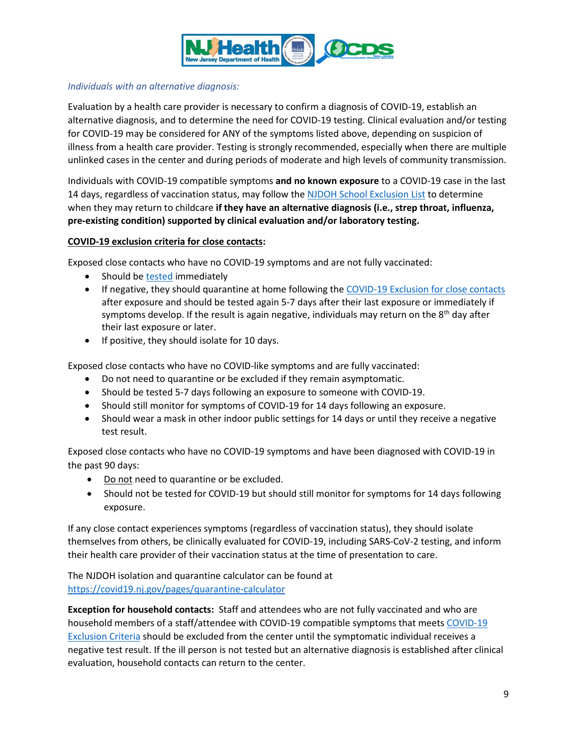*Individuals with an alternative diagnosis:*

Evaluation by a health care provider is necessary to confirm a diagnosis of COVID-19, establish an alternative diagnosis, and to determine the need for COVID-19 testing. Clinical evaluation and/or testing for COVID-19 may be considered for ANY of the symptoms listed above, depending on suspicion of illness from a health care provider. Testing is strongly recommended, especially when there are multiple unlinked cases in the center and during periods of moderate and high levels of community transmission.

Individuals with COVID-19 compatible symptoms **and no known exposure** to a COVID-19 case in the last 14 days, regardless of vaccination status, may follow the NJDOH School Exclusion List to determine when they may return to childcare **if they have an alternative diagnosis (i.e., strep throat, influenza, pre-existing condition) supported by clinical evaluation and/or laboratory testing.**

**COVID-19 exclusion criteria for close contacts:**

Exposed close contacts who have no COVID-19 symptoms and are not fully vaccinated:

- Should be tested immediately
- If negative, they should quarantine at home following the COVID-19 Exclusion for close contacts after exposure and should be tested again 5-7 days after their last exposure or immediately if symptoms develop. If the result is again negative, individuals may return on the 8th day after their last exposure or later.
- If positive, they should isolate for 10 days.

Exposed close contacts who have no COVID-like symptoms and are fully vaccinated:

- Do not need to quarantine or be excluded if they remain asymptomatic.
- Should be tested 5-7 days following an exposure to someone with COVID-19.
- Should still monitor for symptoms of COVID-19 for 14 days following an exposure.
- Should wear a mask in other indoor public settings for 14 days or until they receive a negative test result.

Exposed close contacts who have no COVID-19 symptoms and have been diagnosed with COVID-19 in the past 90 days:

- Do not need to quarantine or be excluded.
- Should not be tested for COVID-19 but should still monitor for symptoms for 14 days following exposure.

If any close contact experiences symptoms (regardless of vaccination status), they should isolate themselves from others, be clinically evaluated for COVID-19, including SARS-CoV-2 testing, and inform their health care provider of their vaccination status at the time of presentation to care.

The NJDOH isolation and quarantine calculator can be found at https://covid19.nj.gov/pages/quarantine-calculator

**Exception for household contacts:** Staff and attendees who are not fully vaccinated and who are household members of a staff/attendee with COVID-19 compatible symptoms that meets COVID-19 Exclusion Criteria should be excluded from the center until the symptomatic individual receives a negative test result. If the ill person is not tested but an alternative diagnosis is established after clinical evaluation, household contacts can return to the center.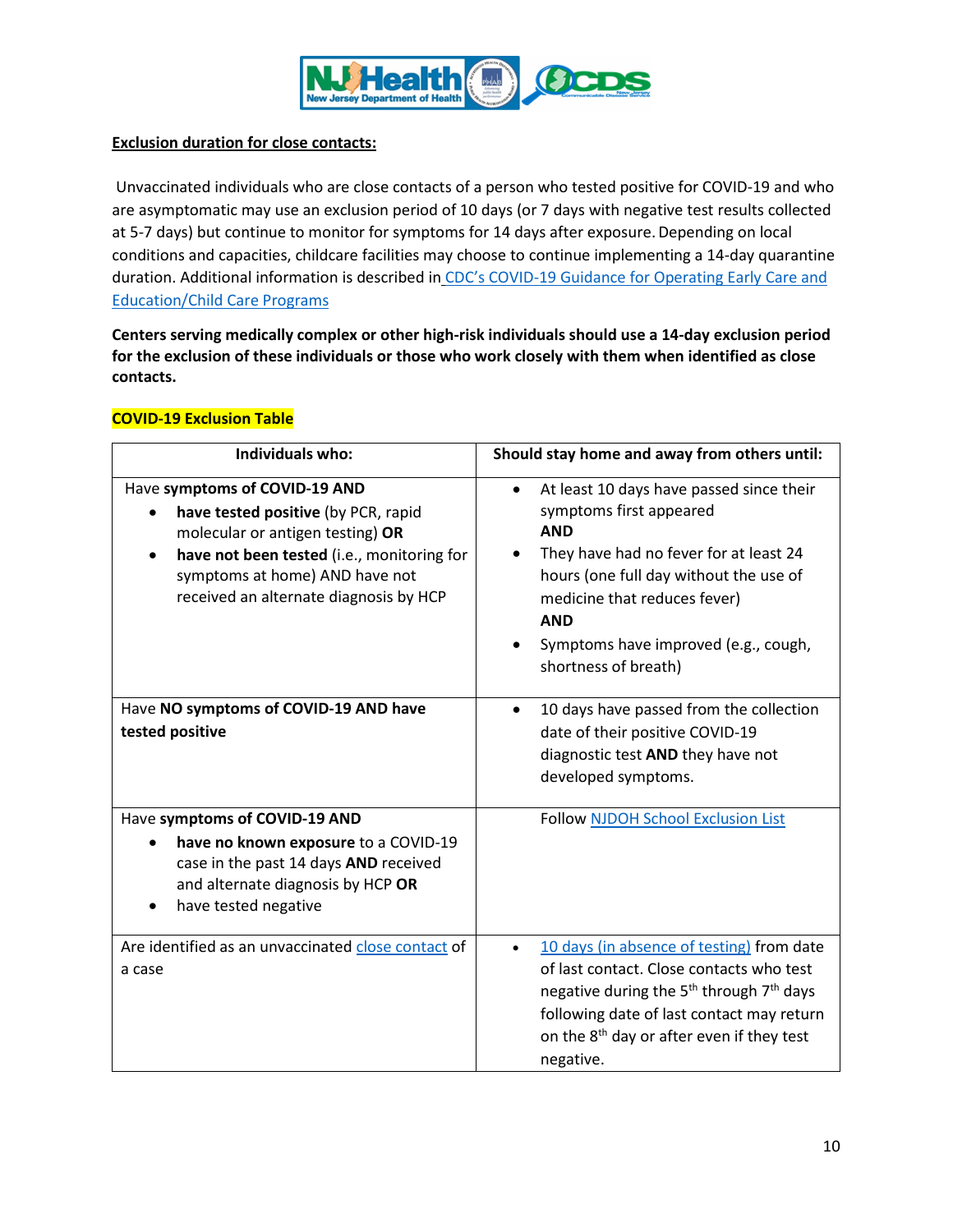**Exclusion duration for close contacts:**

Unvaccinated individuals who are close contacts of a person who tested positive for COVID-19 and who are asymptomatic may use an exclusion period of 10 days (or 7 days with negative test results collected at 5-7 days) but continue to monitor for symptoms for 14 days after exposure. Depending on local conditions and capacities, childcare facilities may choose to continue implementing a 14-day quarantine duration. Additional information is described in CDC's COVID-19 Guidance for Operating Early Care and Education/Child Care Programs

**Centers serving medically complex or other high-risk individuals should use a 14-day exclusion period for the exclusion of these individuals or those who work closely with them when identified as close contacts.**

**COVID-19 Exclusion Table**

| Individuals who: | Should stay home and away from others until: |
|---|---|
| Have **symptoms of COVID-19 AND**<br>• **have tested positive** (by PCR, rapid molecular or antigen testing) **OR**<br>• **have not been tested** (i.e., monitoring for symptoms at home) AND have not received an alternate diagnosis by HCP | • At least 10 days have passed since their symptoms first appeared<br>**AND**<br>• They have had no fever for at least 24 hours (one full day without the use of medicine that reduces fever)<br>**AND**<br>• Symptoms have improved (e.g., cough, shortness of breath) |
| Have **NO symptoms of COVID-19 AND have tested positive** | • 10 days have passed from the collection date of their positive COVID-19 diagnostic test **AND** they have not developed symptoms. |
| Have **symptoms of COVID-19 AND**<br>• **have no known exposure** to a COVID-19 case in the past 14 days **AND** received and alternate diagnosis by HCP **OR**<br>• have tested negative | Follow NJDOH School Exclusion List |
| Are identified as an unvaccinated close contact of a case | • 10 days (in absence of testing) from date of last contact. Close contacts who test negative during the 5th through 7th days following date of last contact may return on the 8th day or after even if they test negative. |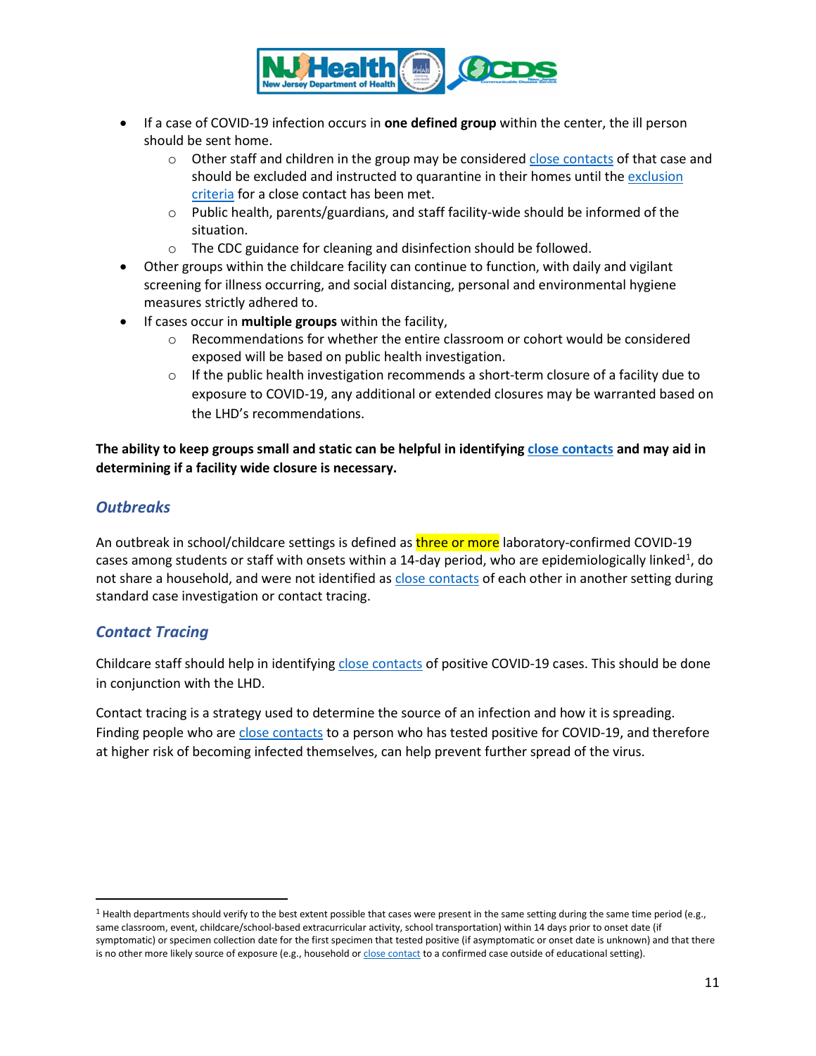- If a case of COVID-19 infection occurs in **one defined group** within the center, the ill person should be sent home.
  - Other staff and children in the group may be considered close contacts of that case and should be excluded and instructed to quarantine in their homes until the exclusion criteria for a close contact has been met.
  - Public health, parents/guardians, and staff facility-wide should be informed of the situation.
  - The CDC guidance for cleaning and disinfection should be followed.
- Other groups within the childcare facility can continue to function, with daily and vigilant screening for illness occurring, and social distancing, personal and environmental hygiene measures strictly adhered to.
- If cases occur in **multiple groups** within the facility,
  - Recommendations for whether the entire classroom or cohort would be considered exposed will be based on public health investigation.
  - If the public health investigation recommends a short-term closure of a facility due to exposure to COVID-19, any additional or extended closures may be warranted based on the LHD's recommendations.

**The ability to keep groups small and static can be helpful in identifying close contacts and may aid in determining if a facility wide closure is necessary.**

## *Outbreaks*

An outbreak in school/childcare settings is defined as three or more laboratory-confirmed COVID-19 cases among students or staff with onsets within a 14-day period, who are epidemiologically linked[1], do not share a household, and were not identified as close contacts of each other in another setting during standard case investigation or contact tracing.

## *Contact Tracing*

Childcare staff should help in identifying close contacts of positive COVID-19 cases. This should be done in conjunction with the LHD.

Contact tracing is a strategy used to determine the source of an infection and how it is spreading. Finding people who are close contacts to a person who has tested positive for COVID-19, and therefore at higher risk of becoming infected themselves, can help prevent further spread of the virus.

[1] Health departments should verify to the best extent possible that cases were present in the same setting during the same time period (e.g., same classroom, event, childcare/school-based extracurricular activity, school transportation) within 14 days prior to onset date (if symptomatic) or specimen collection date for the first specimen that tested positive (if asymptomatic or onset date is unknown) and that there is no other more likely source of exposure (e.g., household or close contact to a confirmed case outside of educational setting).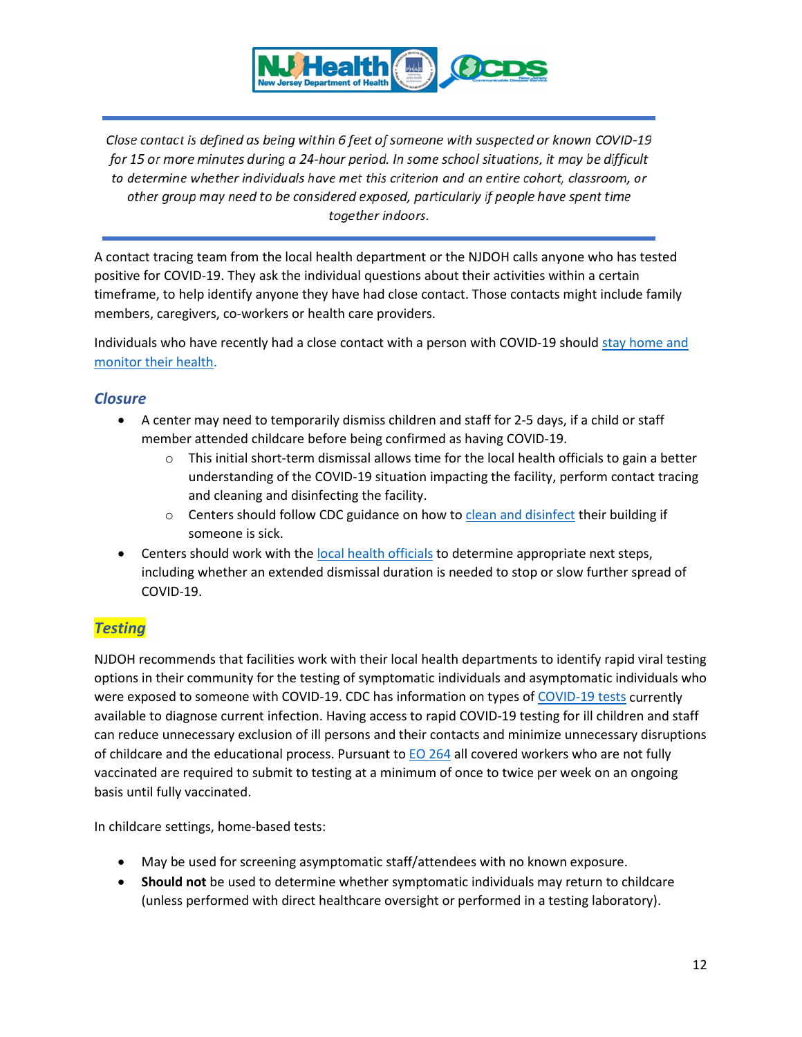*Close contact is defined as being within 6 feet of someone with suspected or known COVID-19 for 15 or more minutes during a 24-hour period. In some school situations, it may be difficult to determine whether individuals have met this criterion and an entire cohort, classroom, or other group may need to be considered exposed, particularly if people have spent time together indoors.*

A contact tracing team from the local health department or the NJDOH calls anyone who has tested positive for COVID-19. They ask the individual questions about their activities within a certain timeframe, to help identify anyone they have had close contact. Those contacts might include family members, caregivers, co-workers or health care providers.

Individuals who have recently had a close contact with a person with COVID-19 should stay home and monitor their health.

### *Closure*

- A center may need to temporarily dismiss children and staff for 2-5 days, if a child or staff member attended childcare before being confirmed as having COVID-19.
  - This initial short-term dismissal allows time for the local health officials to gain a better understanding of the COVID-19 situation impacting the facility, perform contact tracing and cleaning and disinfecting the facility.
  - Centers should follow CDC guidance on how to clean and disinfect their building if someone is sick.
- Centers should work with the local health officials to determine appropriate next steps, including whether an extended dismissal duration is needed to stop or slow further spread of COVID-19.

### *Testing*

NJDOH recommends that facilities work with their local health departments to identify rapid viral testing options in their community for the testing of symptomatic individuals and asymptomatic individuals who were exposed to someone with COVID-19. CDC has information on types of COVID-19 tests currently available to diagnose current infection. Having access to rapid COVID-19 testing for ill children and staff can reduce unnecessary exclusion of ill persons and their contacts and minimize unnecessary disruptions of childcare and the educational process. Pursuant to EO 264 all covered workers who are not fully vaccinated are required to submit to testing at a minimum of once to twice per week on an ongoing basis until fully vaccinated.

In childcare settings, home-based tests:

- May be used for screening asymptomatic staff/attendees with no known exposure.
- **Should not** be used to determine whether symptomatic individuals may return to childcare (unless performed with direct healthcare oversight or performed in a testing laboratory).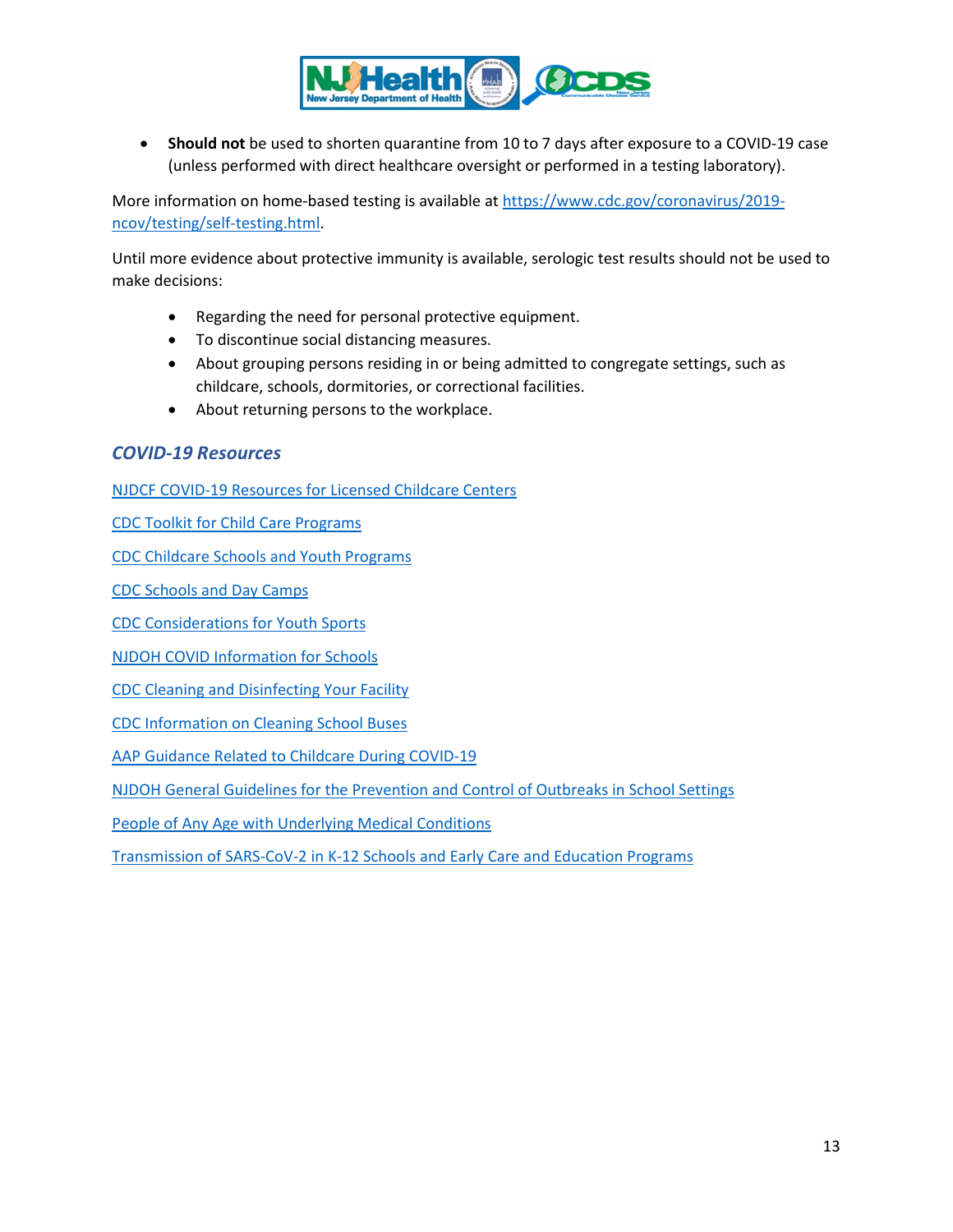- **Should not** be used to shorten quarantine from 10 to 7 days after exposure to a COVID-19 case (unless performed with direct healthcare oversight or performed in a testing laboratory).

More information on home-based testing is available at https://www.cdc.gov/coronavirus/2019-ncov/testing/self-testing.html.

Until more evidence about protective immunity is available, serologic test results should not be used to make decisions:

- Regarding the need for personal protective equipment.
- To discontinue social distancing measures.
- About grouping persons residing in or being admitted to congregate settings, such as childcare, schools, dormitories, or correctional facilities.
- About returning persons to the workplace.

### *COVID-19 Resources*

NJDCF COVID-19 Resources for Licensed Childcare Centers

CDC Toolkit for Child Care Programs

CDC Childcare Schools and Youth Programs

CDC Schools and Day Camps

CDC Considerations for Youth Sports

NJDOH COVID Information for Schools

CDC Cleaning and Disinfecting Your Facility

CDC Information on Cleaning School Buses

AAP Guidance Related to Childcare During COVID-19

NJDOH General Guidelines for the Prevention and Control of Outbreaks in School Settings

People of Any Age with Underlying Medical Conditions

Transmission of SARS-CoV-2 in K-12 Schools and Early Care and Education Programs